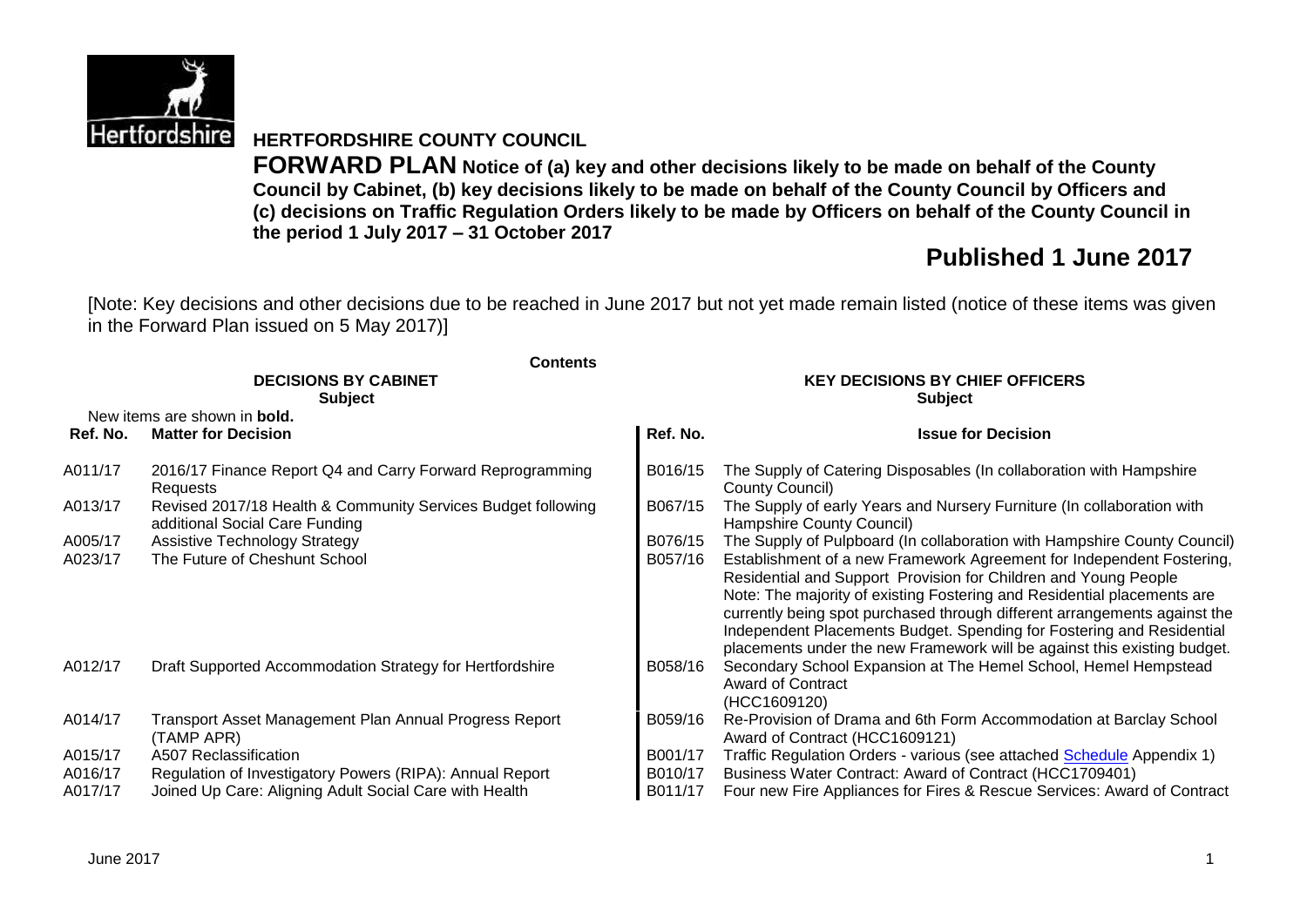# HERTFORDSHIRE COUNTY COUNCIL

**FORWARD PLAN Notice of (a) key and other decisions likely to be made on behalf of the County Council by Cabinet, (b) key decisions likely to be made on behalf of the County Council by Officers and (c) decisions on Traffic Regulation Orders likely to be made by Officers on behalf of the County Council in the period 1 July 2017 – 31 October 2017**

## Published 1 June 2017

[Note: Key decisions and other decisions due to be reached in June 2017 but not yet made remain listed (notice of these items was given in the Forward Plan issued on 5 May 2017)]

**Contents**

| DECISIONS BY CABINET<br>Subject | | KEY DECISIONS BY CHIEF OFFICERS<br>Subject | |
|---|---|---|---|
| New items are shown in **bold.** | | | |
| **Ref. No.** | **Matter for Decision** | **Ref. No.** | **Issue for Decision** |
| A011/17 | 2016/17 Finance Report Q4 and Carry Forward Reprogramming Requests | B016/15 | The Supply of Catering Disposables (In collaboration with Hampshire County Council) |
| A013/17 | Revised 2017/18 Health & Community Services Budget following additional Social Care Funding | B067/15 | The Supply of early Years and Nursery Furniture (In collaboration with Hampshire County Council) |
| A005/17 | Assistive Technology Strategy | B076/15 | The Supply of Pulpboard (In collaboration with Hampshire County Council) |
| A023/17 | The Future of Cheshunt School | B057/16 | Establishment of a new Framework Agreement for Independent Fostering, Residential and Support Provision for Children and Young People<br>Note: The majority of existing Fostering and Residential placements are currently being spot purchased through different arrangements against the Independent Placements Budget. Spending for Fostering and Residential placements under the new Framework will be against this existing budget. |
| A012/17 | Draft Supported Accommodation Strategy for Hertfordshire | B058/16 | Secondary School Expansion at The Hemel School, Hemel Hempstead Award of Contract (HCC1609120) |
| A014/17 | Transport Asset Management Plan Annual Progress Report (TAMP APR) | B059/16 | Re-Provision of Drama and 6th Form Accommodation at Barclay School Award of Contract (HCC1609121) |
| A015/17 | A507 Reclassification | B001/17 | Traffic Regulation Orders - various (see attached Schedule Appendix 1) |
| A016/17 | Regulation of Investigatory Powers (RIPA): Annual Report | B010/17 | Business Water Contract: Award of Contract (HCC1709401) |
| A017/17 | Joined Up Care: Aligning Adult Social Care with Health | B011/17 | Four new Fire Appliances for Fires & Rescue Services: Award of Contract |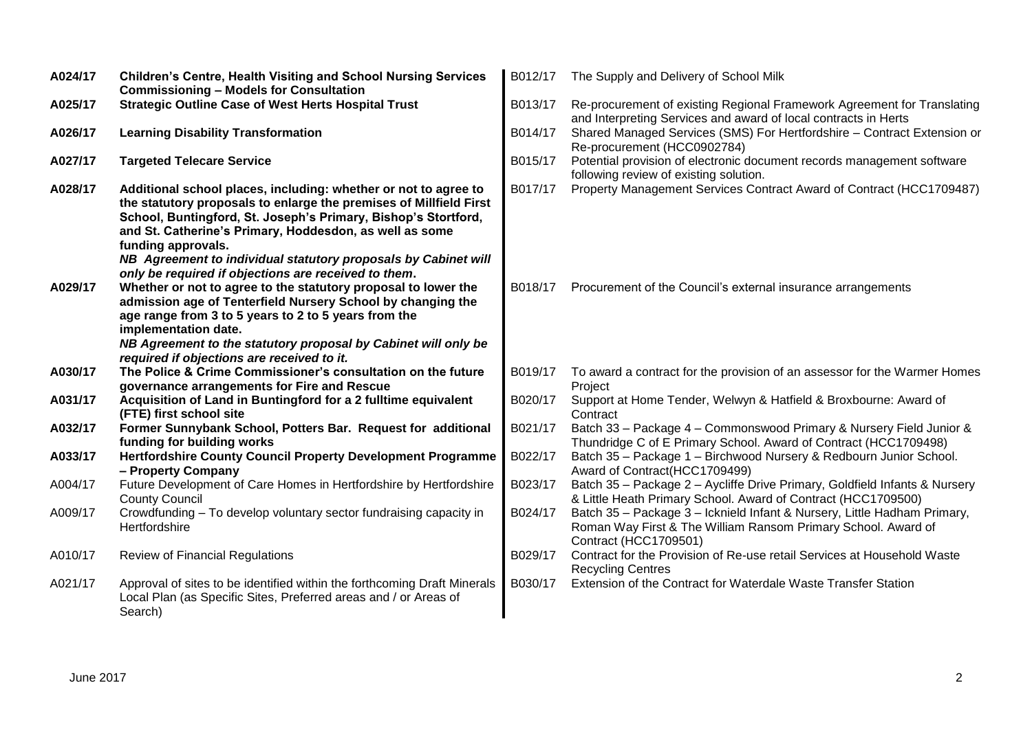| | | | |
|---|---|---|---|
| **A024/17** | **Children's Centre, Health Visiting and School Nursing Services Commissioning – Models for Consultation** | B012/17 | The Supply and Delivery of School Milk |
| **A025/17** | **Strategic Outline Case of West Herts Hospital Trust** | B013/17 | Re-procurement of existing Regional Framework Agreement for Translating and Interpreting Services and award of local contracts in Herts |
| **A026/17** | **Learning Disability Transformation** | B014/17 | Shared Managed Services (SMS) For Hertfordshire – Contract Extension or Re-procurement (HCC0902784) |
| **A027/17** | **Targeted Telecare Service** | B015/17 | Potential provision of electronic document records management software following review of existing solution. |
| **A028/17** | **Additional school places, including: whether or not to agree to the statutory proposals to enlarge the premises of Millfield First School, Buntingford, St. Joseph's Primary, Bishop's Stortford, and St. Catherine's Primary, Hoddesdon, as well as some funding approvals.** ***NB Agreement to individual statutory proposals by Cabinet will only be required if objections are received to them.*** | B017/17 | Property Management Services Contract Award of Contract (HCC1709487) |
| **A029/17** | **Whether or not to agree to the statutory proposal to lower the admission age of Tenterfield Nursery School by changing the age range from 3 to 5 years to 2 to 5 years from the implementation date.** ***NB Agreement to the statutory proposal by Cabinet will only be required if objections are received to it.*** | B018/17 | Procurement of the Council's external insurance arrangements |
| **A030/17** | **The Police & Crime Commissioner's consultation on the future governance arrangements for Fire and Rescue** | B019/17 | To award a contract for the provision of an assessor for the Warmer Homes Project |
| **A031/17** | **Acquisition of Land in Buntingford for a 2 fulltime equivalent (FTE) first school site** | B020/17 | Support at Home Tender, Welwyn & Hatfield & Broxbourne: Award of Contract |
| **A032/17** | **Former Sunnybank School, Potters Bar. Request for additional funding for building works** | B021/17 | Batch 33 – Package 4 – Commonswood Primary & Nursery Field Junior & Thundridge C of E Primary School. Award of Contract (HCC1709498) |
| **A033/17** | **Hertfordshire County Council Property Development Programme – Property Company** | B022/17 | Batch 35 – Package 1 – Birchwood Nursery & Redbourn Junior School. Award of Contract(HCC1709499) |
| A004/17 | Future Development of Care Homes in Hertfordshire by Hertfordshire County Council | B023/17 | Batch 35 – Package 2 – Aycliffe Drive Primary, Goldfield Infants & Nursery & Little Heath Primary School. Award of Contract (HCC1709500) |
| A009/17 | Crowdfunding – To develop voluntary sector fundraising capacity in Hertfordshire | B024/17 | Batch 35 – Package 3 – Icknield Infant & Nursery, Little Hadham Primary, Roman Way First & The William Ransom Primary School. Award of Contract (HCC1709501) |
| A010/17 | Review of Financial Regulations | B029/17 | Contract for the Provision of Re-use retail Services at Household Waste Recycling Centres |
| A021/17 | Approval of sites to be identified within the forthcoming Draft Minerals Local Plan (as Specific Sites, Preferred areas and / or Areas of Search) | B030/17 | Extension of the Contract for Waterdale Waste Transfer Station |

June 2017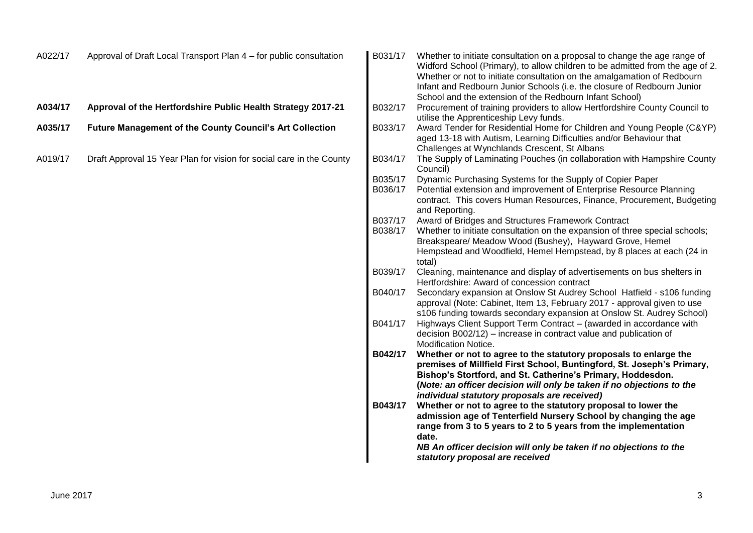A022/17 Approval of Draft Local Transport Plan 4 – for public consultation

**A034/17 Approval of the Hertfordshire Public Health Strategy 2017-21**

**A035/17 Future Management of the County Council's Art Collection**

A019/17 Draft Approval 15 Year Plan for vision for social care in the County

B031/17 Whether to initiate consultation on a proposal to change the age range of Widford School (Primary), to allow children to be admitted from the age of 2. Whether or not to initiate consultation on the amalgamation of Redbourn Infant and Redbourn Junior Schools (i.e. the closure of Redbourn Junior School and the extension of the Redbourn Infant School)

B032/17 Procurement of training providers to allow Hertfordshire County Council to utilise the Apprenticeship Levy funds.

B033/17 Award Tender for Residential Home for Children and Young People (C&YP) aged 13-18 with Autism, Learning Difficulties and/or Behaviour that Challenges at Wynchlands Crescent, St Albans

B034/17 The Supply of Laminating Pouches (in collaboration with Hampshire County Council)

B035/17 Dynamic Purchasing Systems for the Supply of Copier Paper

B036/17 Potential extension and improvement of Enterprise Resource Planning contract. This covers Human Resources, Finance, Procurement, Budgeting and Reporting.

B037/17 Award of Bridges and Structures Framework Contract

B038/17 Whether to initiate consultation on the expansion of three special schools; Breakspeare/ Meadow Wood (Bushey), Hayward Grove, Hemel Hempstead and Woodfield, Hemel Hempstead, by 8 places at each (24 in total)

B039/17 Cleaning, maintenance and display of advertisements on bus shelters in Hertfordshire: Award of concession contract

B040/17 Secondary expansion at Onslow St Audrey School Hatfield - s106 funding approval (Note: Cabinet, Item 13, February 2017 - approval given to use s106 funding towards secondary expansion at Onslow St. Audrey School)

B041/17 Highways Client Support Term Contract – (awarded in accordance with decision B002/12) – increase in contract value and publication of Modification Notice.

**B042/17 Whether or not to agree to the statutory proposals to enlarge the premises of Millfield First School, Buntingford, St. Joseph's Primary, Bishop's Stortford, and St. Catherine's Primary, Hoddesdon. (*Note: an officer decision will only be taken if no objections to the individual statutory proposals are received)***

**B043/17 Whether or not to agree to the statutory proposal to lower the admission age of Tenterfield Nursery School by changing the age range from 3 to 5 years to 2 to 5 years from the implementation date.**
***NB An officer decision will only be taken if no objections to the statutory proposal are received***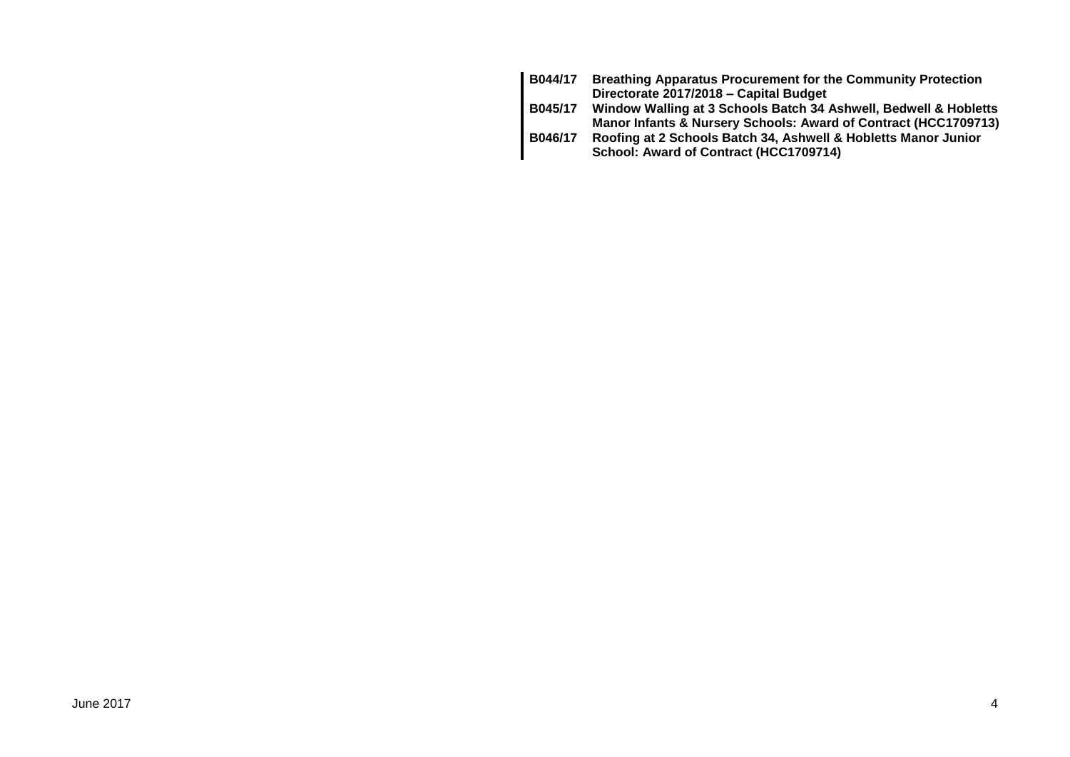| | |
|---|---|
| **B044/17** | **Breathing Apparatus Procurement for the Community Protection Directorate 2017/2018 – Capital Budget** |
| **B045/17** | **Window Walling at 3 Schools Batch 34 Ashwell, Bedwell & Hobletts Manor Infants & Nursery Schools: Award of Contract (HCC1709713)** |
| **B046/17** | **Roofing at 2 Schools Batch 34, Ashwell & Hobletts Manor Junior School: Award of Contract (HCC1709714)** |

June 2017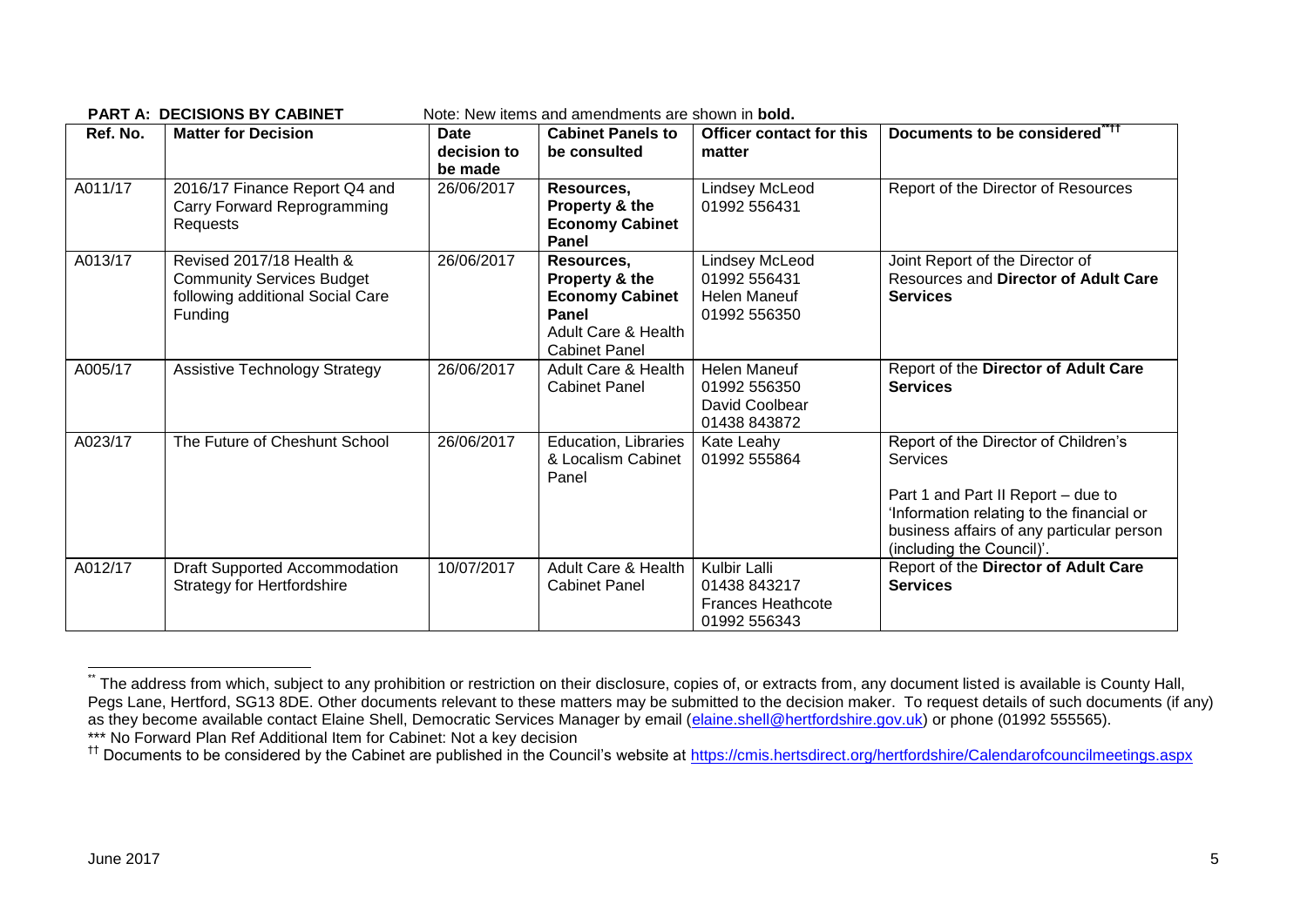**PART A: DECISIONS BY CABINET** Note: New items and amendments are shown in **bold.**

| Ref. No. | Matter for Decision | Date decision to be made | Cabinet Panels to be consulted | Officer contact for this matter | Documents to be considered[**††] |
|---|---|---|---|---|---|
| A011/17 | 2016/17 Finance Report Q4 and Carry Forward Reprogramming Requests | 26/06/2017 | **Resources, Property & the Economy Cabinet Panel** | Lindsey McLeod 01992 556431 | Report of the Director of Resources |
| A013/17 | Revised 2017/18 Health & Community Services Budget following additional Social Care Funding | 26/06/2017 | **Resources, Property & the Economy Cabinet Panel** Adult Care & Health Cabinet Panel | Lindsey McLeod 01992 556431 Helen Maneuf 01992 556350 | Joint Report of the Director of Resources and **Director of Adult Care Services** |
| A005/17 | Assistive Technology Strategy | 26/06/2017 | Adult Care & Health Cabinet Panel | Helen Maneuf 01992 556350 David Coolbear 01438 843872 | Report of the **Director of Adult Care Services** |
| A023/17 | The Future of Cheshunt School | 26/06/2017 | Education, Libraries & Localism Cabinet Panel | Kate Leahy 01992 555864 | Report of the Director of Children's Services<br><br>Part 1 and Part II Report – due to 'Information relating to the financial or business affairs of any particular person (including the Council)'. |
| A012/17 | Draft Supported Accommodation Strategy for Hertfordshire | 10/07/2017 | Adult Care & Health Cabinet Panel | Kulbir Lalli 01438 843217 Frances Heathcote 01992 556343 | Report of the **Director of Adult Care Services** |

[**] The address from which, subject to any prohibition or restriction on their disclosure, copies of, or extracts from, any document listed is available is County Hall, Pegs Lane, Hertford, SG13 8DE. Other documents relevant to these matters may be submitted to the decision maker. To request details of such documents (if any) as they become available contact Elaine Shell, Democratic Services Manager by email (elaine.shell@hertfordshire.gov.uk) or phone (01992 555565).

*** No Forward Plan Ref Additional Item for Cabinet: Not a key decision

[††] Documents to be considered by the Cabinet are published in the Council's website at https://cmis.hertsdirect.org/hertfordshire/Calendarofcouncilmeetings.aspx

June 2017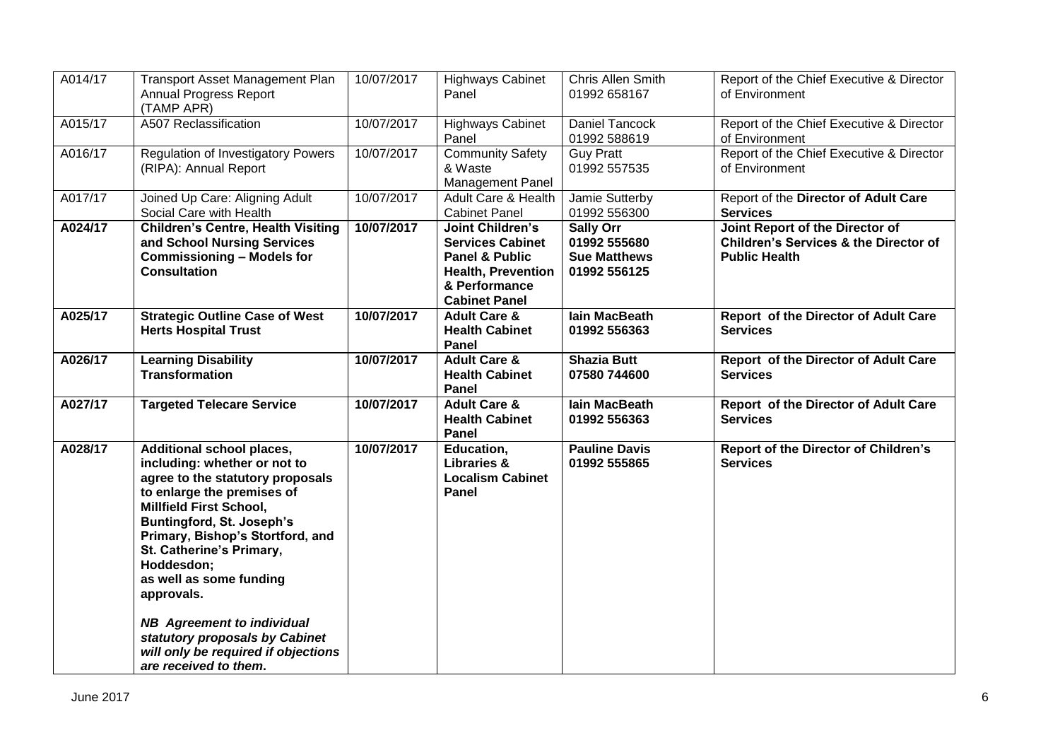| A014/17 | Transport Asset Management Plan Annual Progress Report (TAMP APR) | 10/07/2017 | Highways Cabinet Panel | Chris Allen Smith 01992 658167 | Report of the Chief Executive & Director of Environment |
|---|---|---|---|---|---|
| A015/17 | A507 Reclassification | 10/07/2017 | Highways Cabinet Panel | Daniel Tancock 01992 588619 | Report of the Chief Executive & Director of Environment |
| A016/17 | Regulation of Investigatory Powers (RIPA): Annual Report | 10/07/2017 | Community Safety & Waste Management Panel | Guy Pratt 01992 557535 | Report of the Chief Executive & Director of Environment |
| A017/17 | Joined Up Care: Aligning Adult Social Care with Health | 10/07/2017 | Adult Care & Health Cabinet Panel | Jamie Sutterby 01992 556300 | Report of the **Director of Adult Care Services** |
| **A024/17** | **Children's Centre, Health Visiting and School Nursing Services Commissioning – Models for Consultation** | **10/07/2017** | **Joint Children's Services Cabinet Panel & Public Health, Prevention & Performance Cabinet Panel** | **Sally Orr 01992 555680 Sue Matthews 01992 556125** | **Joint Report of the Director of Children's Services & the Director of Public Health** |
| **A025/17** | **Strategic Outline Case of West Herts Hospital Trust** | **10/07/2017** | **Adult Care & Health Cabinet Panel** | **Iain MacBeath 01992 556363** | **Report of the Director of Adult Care Services** |
| **A026/17** | **Learning Disability Transformation** | **10/07/2017** | **Adult Care & Health Cabinet Panel** | **Shazia Butt 07580 744600** | **Report of the Director of Adult Care Services** |
| **A027/17** | **Targeted Telecare Service** | **10/07/2017** | **Adult Care & Health Cabinet Panel** | **Iain MacBeath 01992 556363** | **Report of the Director of Adult Care Services** |
| **A028/17** | **Additional school places, including: whether or not to agree to the statutory proposals to enlarge the premises of Millfield First School, Buntingford, St. Joseph's Primary, Bishop's Stortford, and St. Catherine's Primary, Hoddesdon; as well as some funding approvals.** <br><br> ***NB Agreement to individual statutory proposals by Cabinet will only be required if objections are received to them.*** | **10/07/2017** | **Education, Libraries & Localism Cabinet Panel** | **Pauline Davis 01992 555865** | **Report of the Director of Children's Services** |

June 2017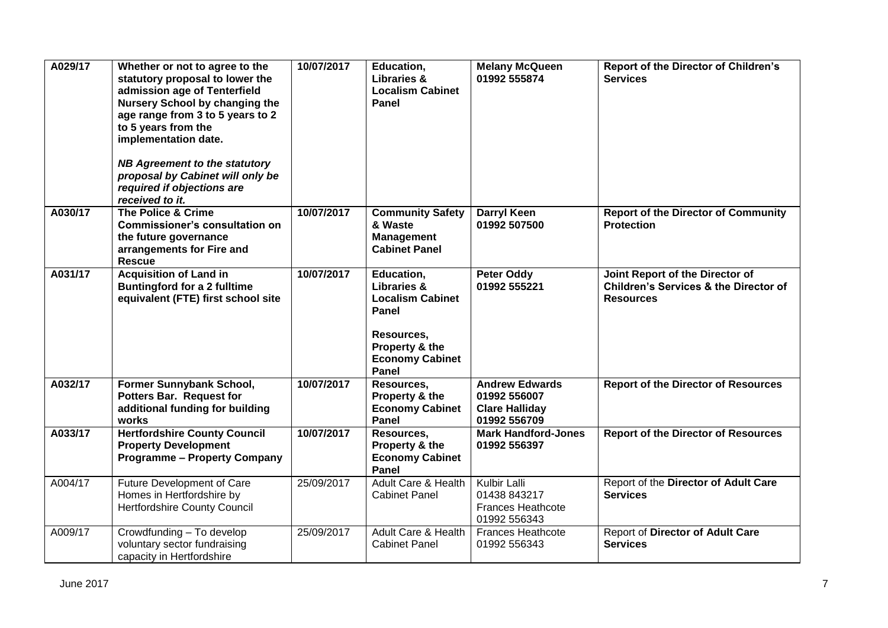| A029/17 | **Whether or not to agree to the statutory proposal to lower the admission age of Tenterfield Nursery School by changing the age range from 3 to 5 years to 2 to 5 years from the implementation date.**<br><br>***NB Agreement to the statutory proposal by Cabinet will only be required if objections are received to it.*** | **10/07/2017** | **Education, Libraries & Localism Cabinet Panel** | **Melany McQueen 01992 555874** | **Report of the Director of Children's Services** |
|---|---|---|---|---|---|
| A030/17 | **The Police & Crime Commissioner's consultation on the future governance arrangements for Fire and Rescue** | **10/07/2017** | **Community Safety & Waste Management Cabinet Panel** | **Darryl Keen 01992 507500** | **Report of the Director of Community Protection** |
| A031/17 | **Acquisition of Land in Buntingford for a 2 fulltime equivalent (FTE) first school site** | **10/07/2017** | **Education, Libraries & Localism Cabinet Panel**<br><br>**Resources, Property & the Economy Cabinet Panel** | **Peter Oddy 01992 555221** | **Joint Report of the Director of Children's Services & the Director of Resources** |
| A032/17 | **Former Sunnybank School, Potters Bar. Request for additional funding for building works** | **10/07/2017** | **Resources, Property & the Economy Cabinet Panel** | **Andrew Edwards 01992 556007**<br>**Clare Halliday 01992 556709** | **Report of the Director of Resources** |
| A033/17 | **Hertfordshire County Council Property Development Programme – Property Company** | **10/07/2017** | **Resources, Property & the Economy Cabinet Panel** | **Mark Handford-Jones 01992 556397** | **Report of the Director of Resources** |
| A004/17 | Future Development of Care Homes in Hertfordshire by Hertfordshire County Council | 25/09/2017 | Adult Care & Health Cabinet Panel | Kulbir Lalli 01438 843217<br>Frances Heathcote 01992 556343 | Report of the **Director of Adult Care Services** |
| A009/17 | Crowdfunding – To develop voluntary sector fundraising capacity in Hertfordshire | 25/09/2017 | Adult Care & Health Cabinet Panel | Frances Heathcote 01992 556343 | Report of **Director of Adult Care Services** |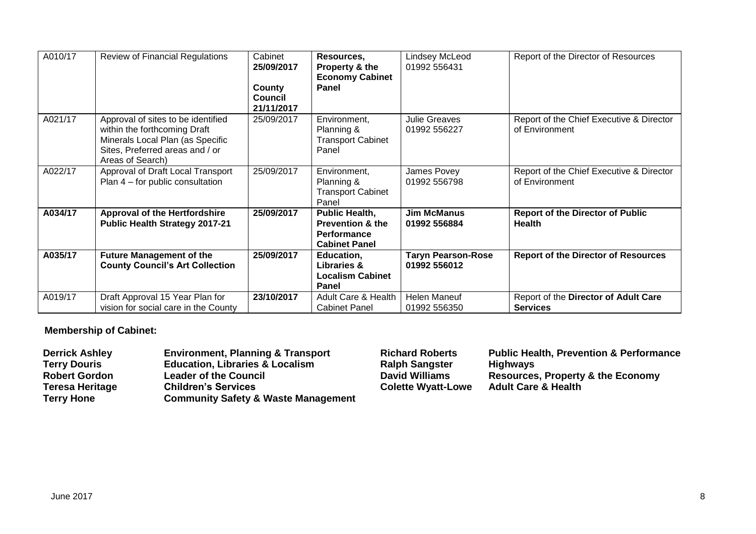| A010/17 | Review of Financial Regulations | Cabinet **25/09/2017** **County Council 21/11/2017** | **Resources, Property & the Economy Cabinet Panel** | Lindsey McLeod 01992 556431 | Report of the Director of Resources |
|---|---|---|---|---|---|
| A021/17 | Approval of sites to be identified within the forthcoming Draft Minerals Local Plan (as Specific Sites, Preferred areas and / or Areas of Search) | 25/09/2017 | Environment, Planning & Transport Cabinet Panel | Julie Greaves 01992 556227 | Report of the Chief Executive & Director of Environment |
| A022/17 | Approval of Draft Local Transport Plan 4 – for public consultation | 25/09/2017 | Environment, Planning & Transport Cabinet Panel | James Povey 01992 556798 | Report of the Chief Executive & Director of Environment |
| **A034/17** | **Approval of the Hertfordshire Public Health Strategy 2017-21** | **25/09/2017** | **Public Health, Prevention & the Performance Cabinet Panel** | **Jim McManus 01992 556884** | **Report of the Director of Public Health** |
| **A035/17** | **Future Management of the County Council's Art Collection** | **25/09/2017** | **Education, Libraries & Localism Cabinet Panel** | **Taryn Pearson-Rose 01992 556012** | **Report of the Director of Resources** |
| A019/17 | Draft Approval 15 Year Plan for vision for social care in the County | **23/10/2017** | Adult Care & Health Cabinet Panel | Helen Maneuf 01992 556350 | Report of the **Director of Adult Care Services** |

**Membership of Cabinet:**

| | | | |
|---|---|---|---|
| **Derrick Ashley** | **Environment, Planning & Transport** | **Richard Roberts** | **Public Health, Prevention & Performance** |
| **Terry Douris** | **Education, Libraries & Localism** | **Ralph Sangster** | **Highways** |
| **Robert Gordon** | **Leader of the Council** | **David Williams** | **Resources, Property & the Economy** |
| **Teresa Heritage** | **Children's Services** | **Colette Wyatt-Lowe** | **Adult Care & Health** |
| **Terry Hone** | **Community Safety & Waste Management** | | |

June 2017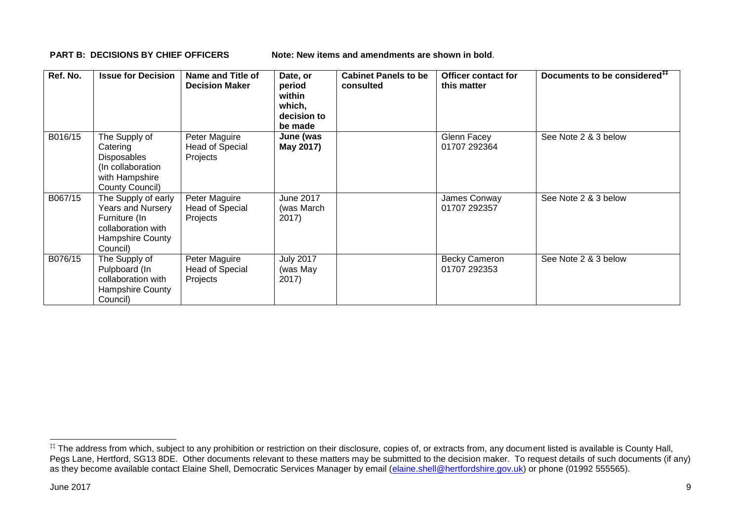**PART B: DECISIONS BY CHIEF OFFICERS** **Note: New items and amendments are shown in bold**.

| Ref. No. | Issue for Decision | Name and Title of Decision Maker | Date, or period within which, decision to be made | Cabinet Panels to be consulted | Officer contact for this matter | Documents to be considered[‡‡] |
|---|---|---|---|---|---|---|
| B016/15 | The Supply of Catering Disposables (In collaboration with Hampshire County Council) | Peter Maguire Head of Special Projects | **June (was May 2017)** | | Glenn Facey 01707 292364 | See Note 2 & 3 below |
| B067/15 | The Supply of early Years and Nursery Furniture (In collaboration with Hampshire County Council) | Peter Maguire Head of Special Projects | June 2017 (was March 2017) | | James Conway 01707 292357 | See Note 2 & 3 below |
| B076/15 | The Supply of Pulpboard (In collaboration with Hampshire County Council) | Peter Maguire Head of Special Projects | July 2017 (was May 2017) | | Becky Cameron 01707 292353 | See Note 2 & 3 below |

[‡‡] The address from which, subject to any prohibition or restriction on their disclosure, copies of, or extracts from, any document listed is available is County Hall, Pegs Lane, Hertford, SG13 8DE. Other documents relevant to these matters may be submitted to the decision maker. To request details of such documents (if any) as they become available contact Elaine Shell, Democratic Services Manager by email (elaine.shell@hertfordshire.gov.uk) or phone (01992 555565).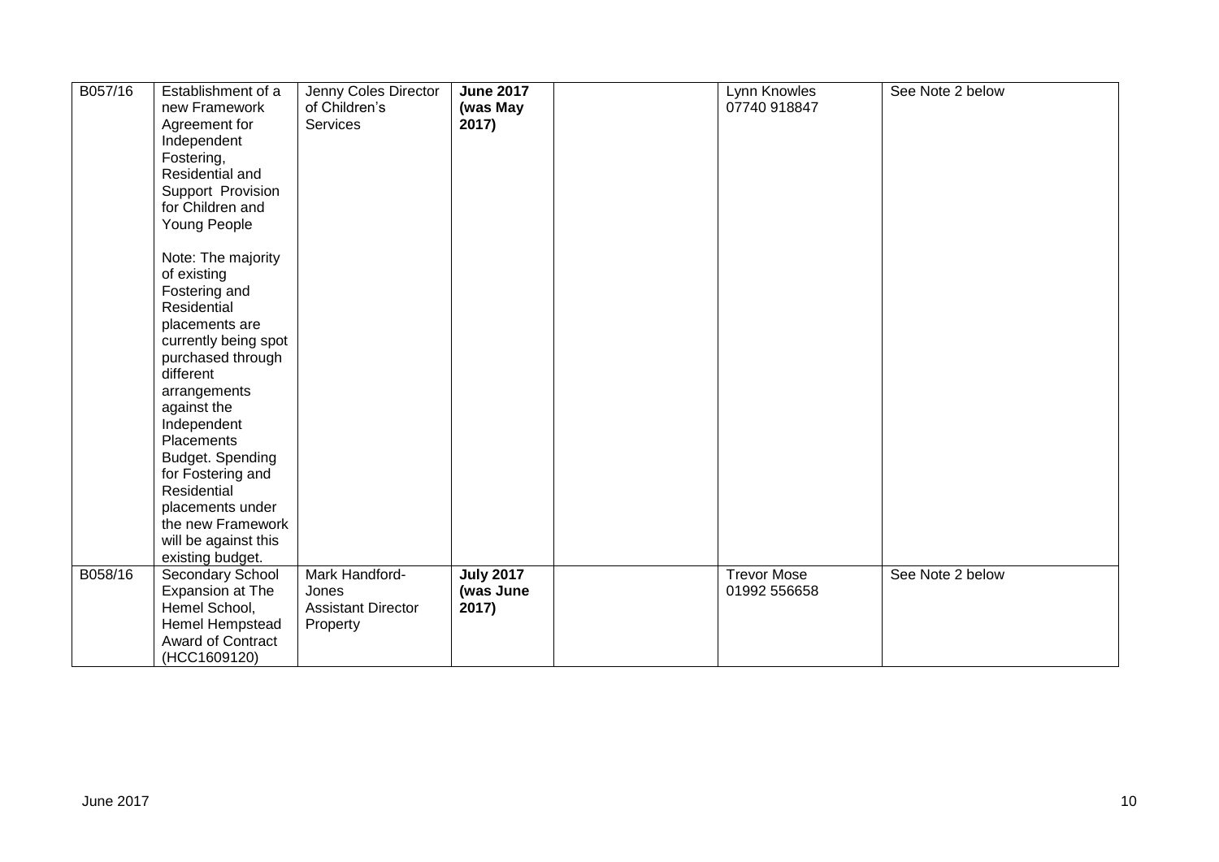| | | | | | | |
|---|---|---|---|---|---|---|
| B057/16 | Establishment of a new Framework Agreement for Independent Fostering, Residential and Support Provision for Children and Young People<br><br>Note: The majority of existing Fostering and Residential placements are currently being spot purchased through different arrangements against the Independent Placements Budget. Spending for Fostering and Residential placements under the new Framework will be against this existing budget. | Jenny Coles Director of Children's Services | **June 2017 (was May 2017)** | | Lynn Knowles 07740 918847 | See Note 2 below |
| B058/16 | Secondary School Expansion at The Hemel School, Hemel Hempstead Award of Contract (HCC1609120) | Mark Handford-Jones Assistant Director Property | **July 2017 (was June 2017)** | | Trevor Mose 01992 556658 | See Note 2 below |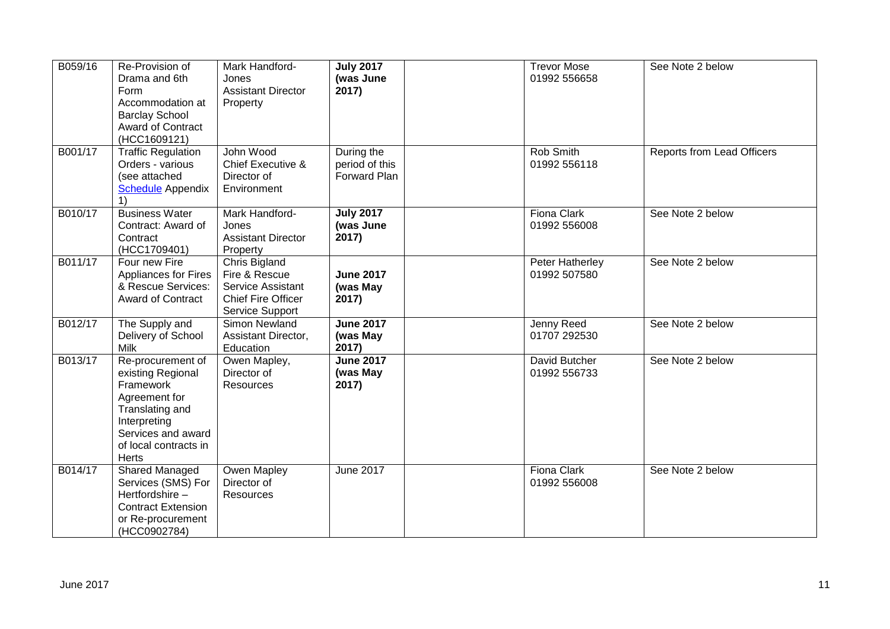| B059/16 | Re-Provision of Drama and 6th Form Accommodation at Barclay School Award of Contract (HCC1609121) | Mark Handford-Jones Assistant Director Property | **July 2017 (was June 2017)** | | Trevor Mose 01992 556658 | See Note 2 below |
|---|---|---|---|---|---|---|
| B001/17 | Traffic Regulation Orders - various (see attached Schedule Appendix 1) | John Wood Chief Executive & Director of Environment | During the period of this Forward Plan | | Rob Smith 01992 556118 | Reports from Lead Officers |
| B010/17 | Business Water Contract: Award of Contract (HCC1709401) | Mark Handford-Jones Assistant Director Property | **July 2017 (was June 2017)** | | Fiona Clark 01992 556008 | See Note 2 below |
| B011/17 | Four new Fire Appliances for Fires & Rescue Services: Award of Contract | Chris Bigland Fire & Rescue Service Assistant Chief Fire Officer Service Support | **June 2017 (was May 2017)** | | Peter Hatherley 01992 507580 | See Note 2 below |
| B012/17 | The Supply and Delivery of School Milk | Simon Newland Assistant Director, Education | **June 2017 (was May 2017)** | | Jenny Reed 01707 292530 | See Note 2 below |
| B013/17 | Re-procurement of existing Regional Framework Agreement for Translating and Interpreting Services and award of local contracts in Herts | Owen Mapley, Director of Resources | **June 2017 (was May 2017)** | | David Butcher 01992 556733 | See Note 2 below |
| B014/17 | Shared Managed Services (SMS) For Hertfordshire – Contract Extension or Re-procurement (HCC0902784) | Owen Mapley Director of Resources | June 2017 | | Fiona Clark 01992 556008 | See Note 2 below |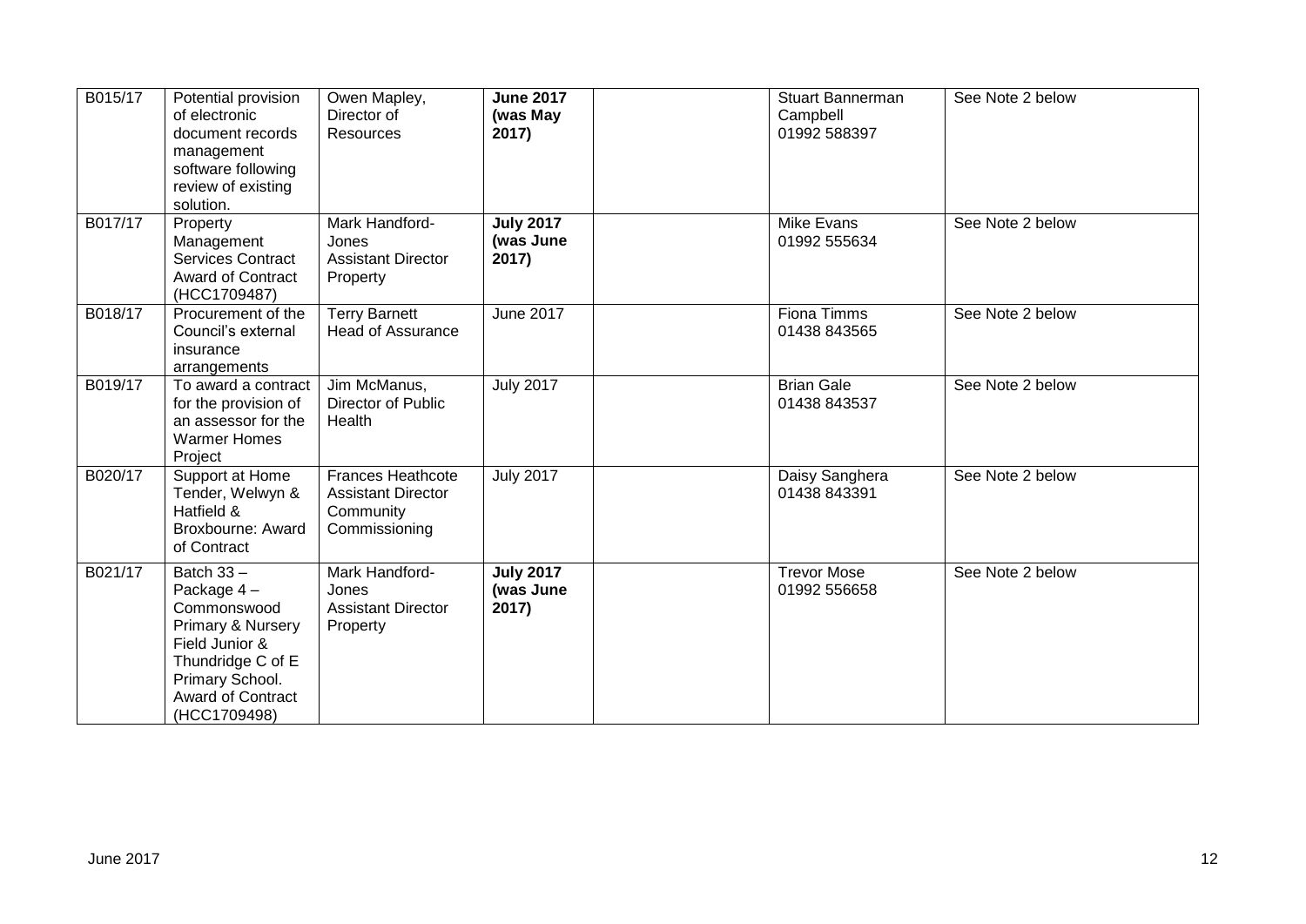| B015/17 | Potential provision of electronic document records management software following review of existing solution. | Owen Mapley, Director of Resources | **June 2017 (was May 2017)** | | Stuart Bannerman Campbell 01992 588397 | See Note 2 below |
|---|---|---|---|---|---|---|
| B017/17 | Property Management Services Contract Award of Contract (HCC1709487) | Mark Handford-Jones Assistant Director Property | **July 2017 (was June 2017)** | | Mike Evans 01992 555634 | See Note 2 below |
| B018/17 | Procurement of the Council's external insurance arrangements | Terry Barnett Head of Assurance | June 2017 | | Fiona Timms 01438 843565 | See Note 2 below |
| B019/17 | To award a contract for the provision of an assessor for the Warmer Homes Project | Jim McManus, Director of Public Health | July 2017 | | Brian Gale 01438 843537 | See Note 2 below |
| B020/17 | Support at Home Tender, Welwyn & Hatfield & Broxbourne: Award of Contract | Frances Heathcote Assistant Director Community Commissioning | July 2017 | | Daisy Sanghera 01438 843391 | See Note 2 below |
| B021/17 | Batch 33 – Package 4 – Commonswood Primary & Nursery Field Junior & Thundridge C of E Primary School. Award of Contract (HCC1709498) | Mark Handford-Jones Assistant Director Property | **July 2017 (was June 2017)** | | Trevor Mose 01992 556658 | See Note 2 below |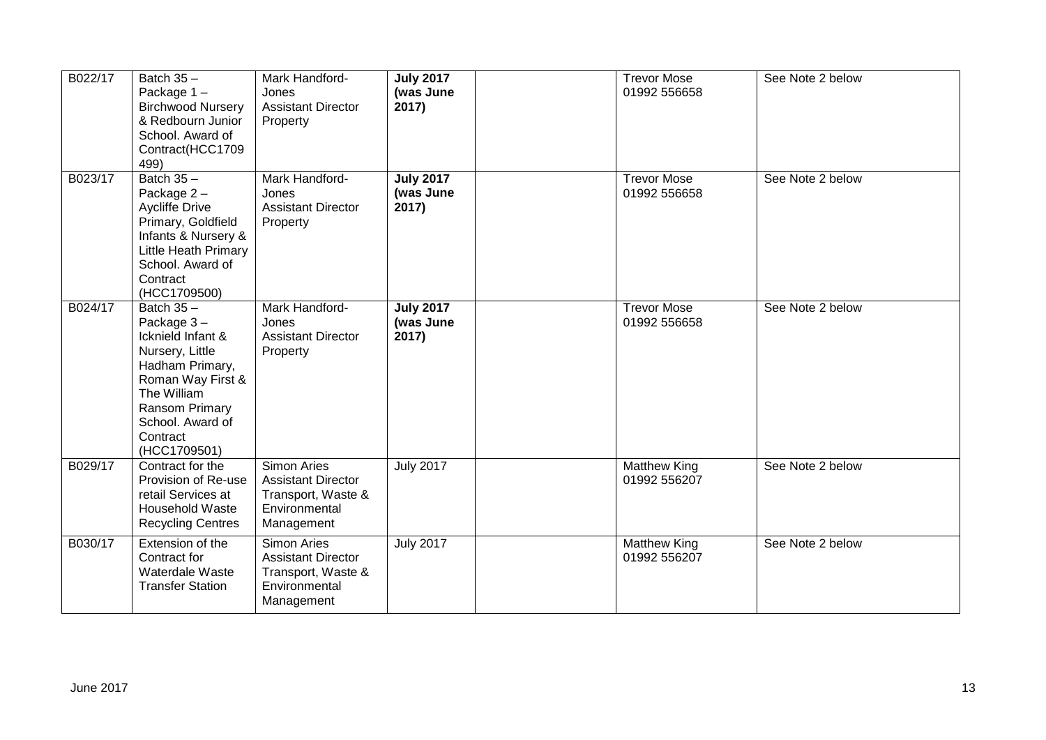| B022/17 | Batch 35 – Package 1 – Birchwood Nursery & Redbourn Junior School. Award of Contract(HCC1709499) | Mark Handford-Jones Assistant Director Property | **July 2017 (was June 2017)** | | Trevor Mose 01992 556658 | See Note 2 below |
|---|---|---|---|---|---|---|
| B023/17 | Batch 35 – Package 2 – Aycliffe Drive Primary, Goldfield Infants & Nursery & Little Heath Primary School. Award of Contract (HCC1709500) | Mark Handford-Jones Assistant Director Property | **July 2017 (was June 2017)** | | Trevor Mose 01992 556658 | See Note 2 below |
| B024/17 | Batch 35 – Package 3 – Icknield Infant & Nursery, Little Hadham Primary, Roman Way First & The William Ransom Primary School. Award of Contract (HCC1709501) | Mark Handford-Jones Assistant Director Property | **July 2017 (was June 2017)** | | Trevor Mose 01992 556658 | See Note 2 below |
| B029/17 | Contract for the Provision of Re-use retail Services at Household Waste Recycling Centres | Simon Aries Assistant Director Transport, Waste & Environmental Management | July 2017 | | Matthew King 01992 556207 | See Note 2 below |
| B030/17 | Extension of the Contract for Waterdale Waste Transfer Station | Simon Aries Assistant Director Transport, Waste & Environmental Management | July 2017 | | Matthew King 01992 556207 | See Note 2 below |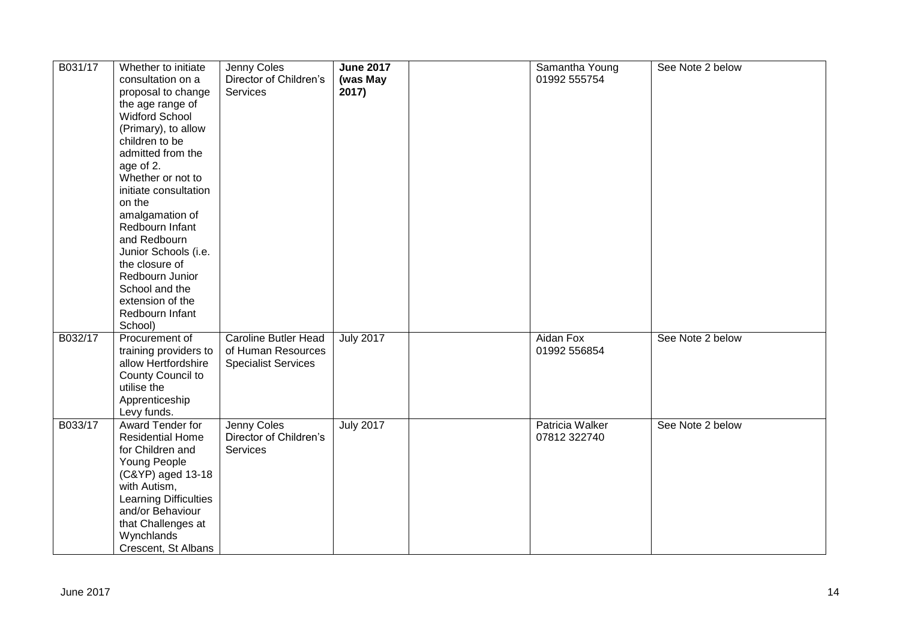| | | | | | | |
|---|---|---|---|---|---|---|
| B031/17 | Whether to initiate consultation on a proposal to change the age range of Widford School (Primary), to allow children to be admitted from the age of 2. Whether or not to initiate consultation on the amalgamation of Redbourn Infant and Redbourn Junior Schools (i.e. the closure of Redbourn Junior School and the extension of the Redbourn Infant School) | Jenny Coles Director of Children's Services | **June 2017 (was May 2017)** | | Samantha Young 01992 555754 | See Note 2 below |
| B032/17 | Procurement of training providers to allow Hertfordshire County Council to utilise the Apprenticeship Levy funds. | Caroline Butler Head of Human Resources Specialist Services | July 2017 | | Aidan Fox 01992 556854 | See Note 2 below |
| B033/17 | Award Tender for Residential Home for Children and Young People (C&YP) aged 13-18 with Autism, Learning Difficulties and/or Behaviour that Challenges at Wynchlands Crescent, St Albans | Jenny Coles Director of Children's Services | July 2017 | | Patricia Walker 07812 322740 | See Note 2 below |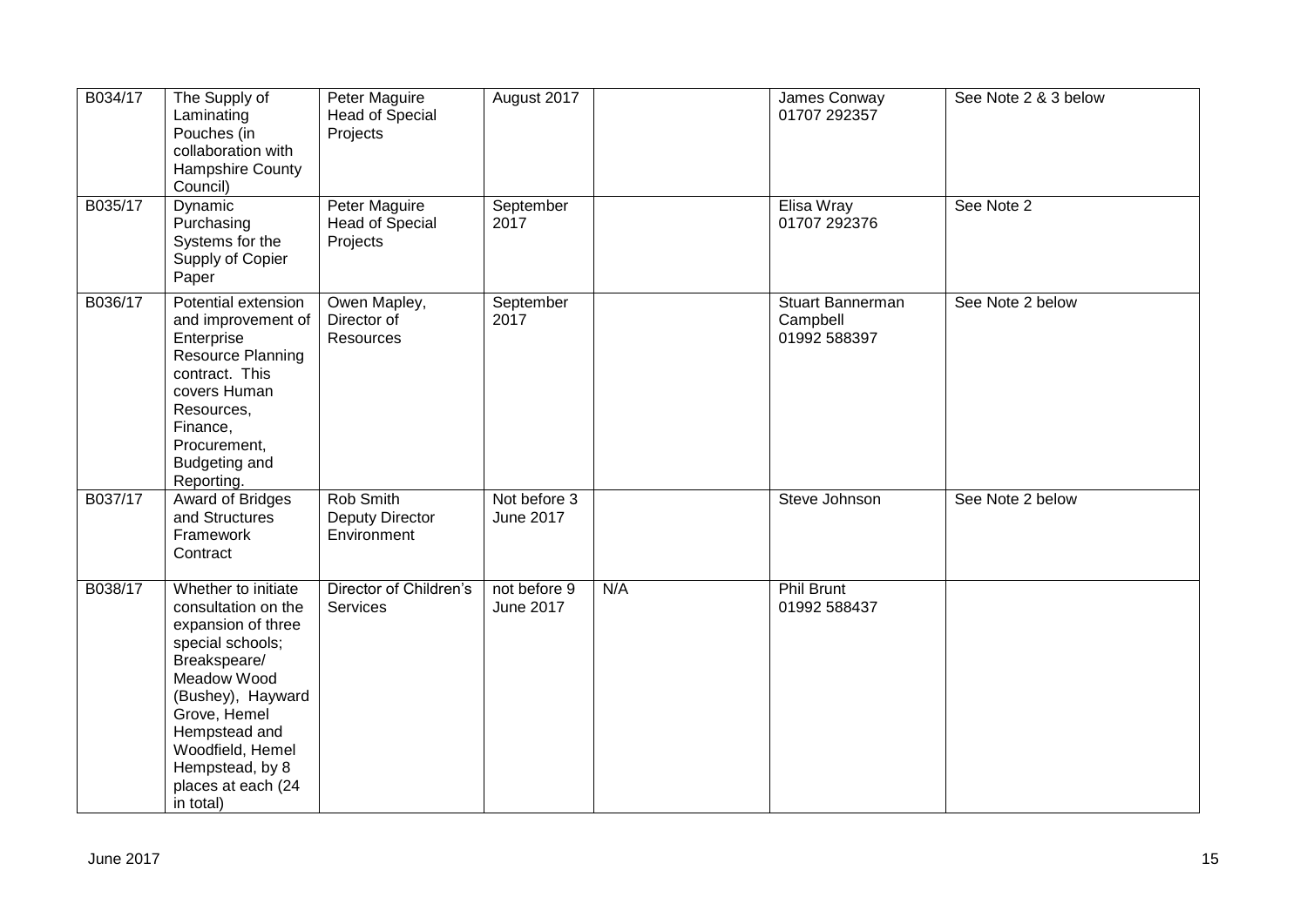| | | | | | | |
|---|---|---|---|---|---|---|
| B034/17 | The Supply of Laminating Pouches (in collaboration with Hampshire County Council) | Peter Maguire Head of Special Projects | August 2017 | | James Conway 01707 292357 | See Note 2 & 3 below |
| B035/17 | Dynamic Purchasing Systems for the Supply of Copier Paper | Peter Maguire Head of Special Projects | September 2017 | | Elisa Wray 01707 292376 | See Note 2 |
| B036/17 | Potential extension and improvement of Enterprise Resource Planning contract. This covers Human Resources, Finance, Procurement, Budgeting and Reporting. | Owen Mapley, Director of Resources | September 2017 | | Stuart Bannerman Campbell 01992 588397 | See Note 2 below |
| B037/17 | Award of Bridges and Structures Framework Contract | Rob Smith Deputy Director Environment | Not before 3 June 2017 | | Steve Johnson | See Note 2 below |
| B038/17 | Whether to initiate consultation on the expansion of three special schools; Breakspeare/ Meadow Wood (Bushey), Hayward Grove, Hemel Hempstead and Woodfield, Hemel Hempstead, by 8 places at each (24 in total) | Director of Children's Services | not before 9 June 2017 | N/A | Phil Brunt 01992 588437 | |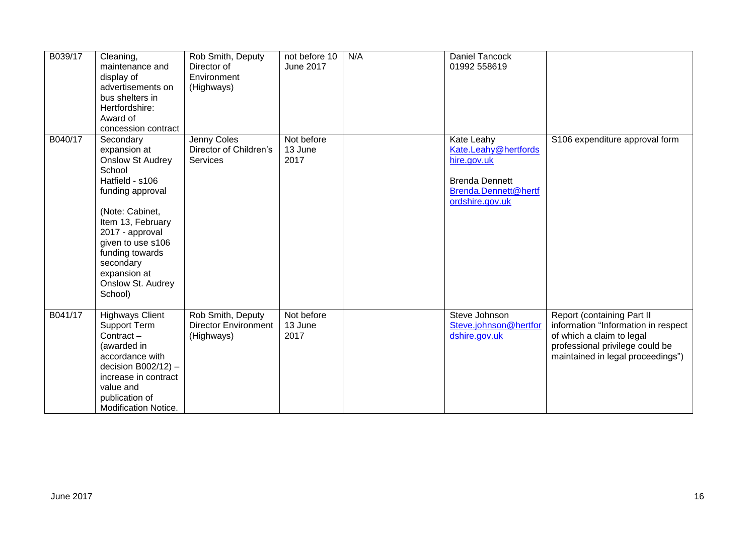| B039/17 | Cleaning, maintenance and display of advertisements on bus shelters in Hertfordshire: Award of concession contract | Rob Smith, Deputy Director of Environment (Highways) | not before 10 June 2017 | N/A | Daniel Tancock 01992 558619 | |
|---|---|---|---|---|---|---|
| B040/17 | Secondary expansion at Onslow St Audrey School Hatfield - s106 funding approval<br><br>(Note: Cabinet, Item 13, February 2017 - approval given to use s106 funding towards secondary expansion at Onslow St. Audrey School) | Jenny Coles Director of Children's Services | Not before 13 June 2017 | | Kate Leahy Kate.Leahy@hertfordshire.gov.uk<br><br>Brenda Dennett Brenda.Dennett@hertfordshire.gov.uk | S106 expenditure approval form |
| B041/17 | Highways Client Support Term Contract – (awarded in accordance with decision B002/12) – increase in contract value and publication of Modification Notice. | Rob Smith, Deputy Director Environment (Highways) | Not before 13 June 2017 | | Steve Johnson Steve.johnson@hertfordshire.gov.uk | Report (containing Part II information "Information in respect of which a claim to legal professional privilege could be maintained in legal proceedings") |

June 2017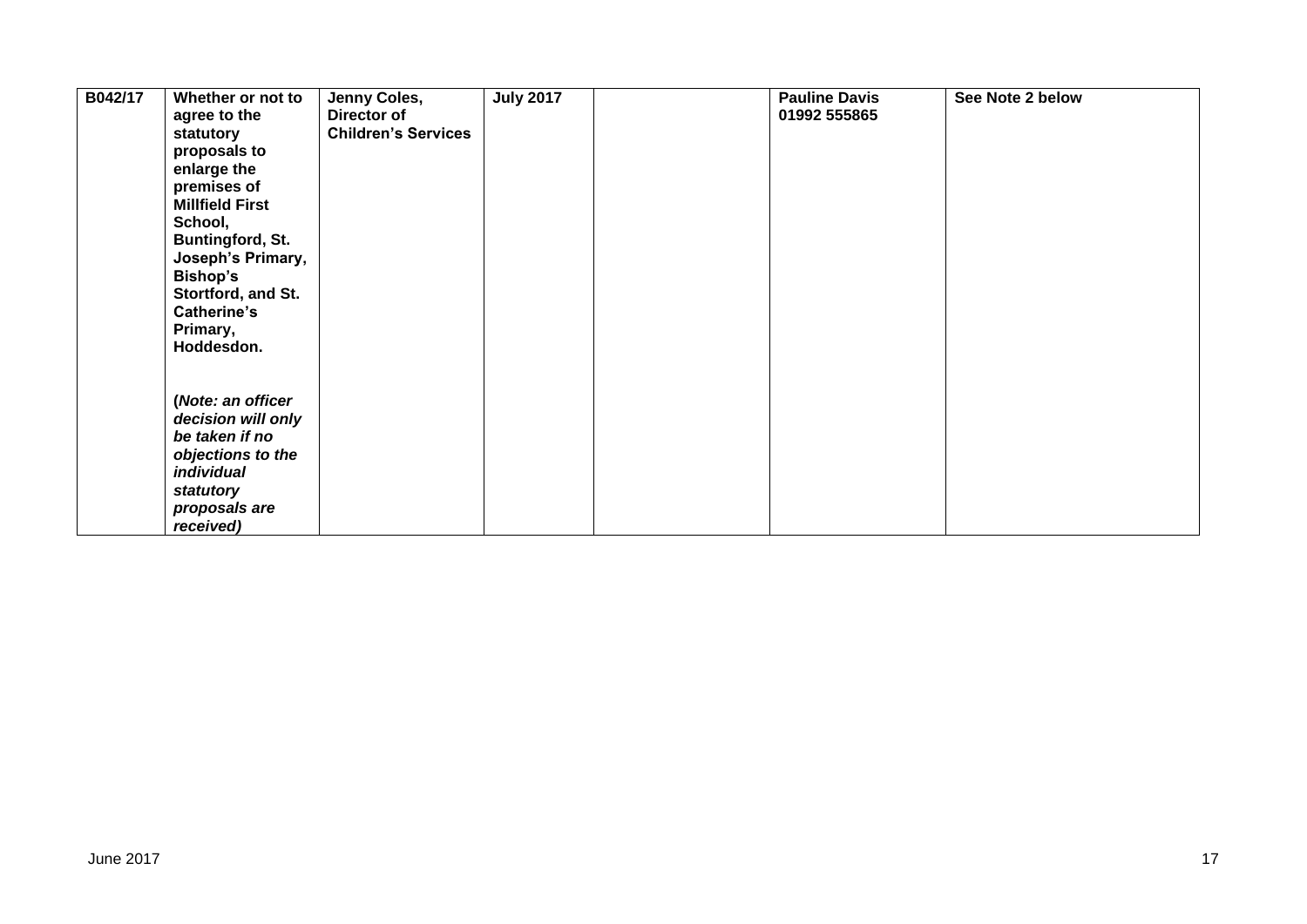| B042/17 | **Whether or not to agree to the statutory proposals to enlarge the premises of Millfield First School, Buntingford, St. Joseph's Primary, Bishop's Stortford, and St. Catherine's Primary, Hoddesdon.**<br><br>***(Note: an officer decision will only be taken if no objections to the individual statutory proposals are received)*** | **Jenny Coles, Director of Children's Services** | **July 2017** | | **Pauline Davis 01992 555865** | **See Note 2 below** |
|---|---|---|---|---|---|---|

June 2017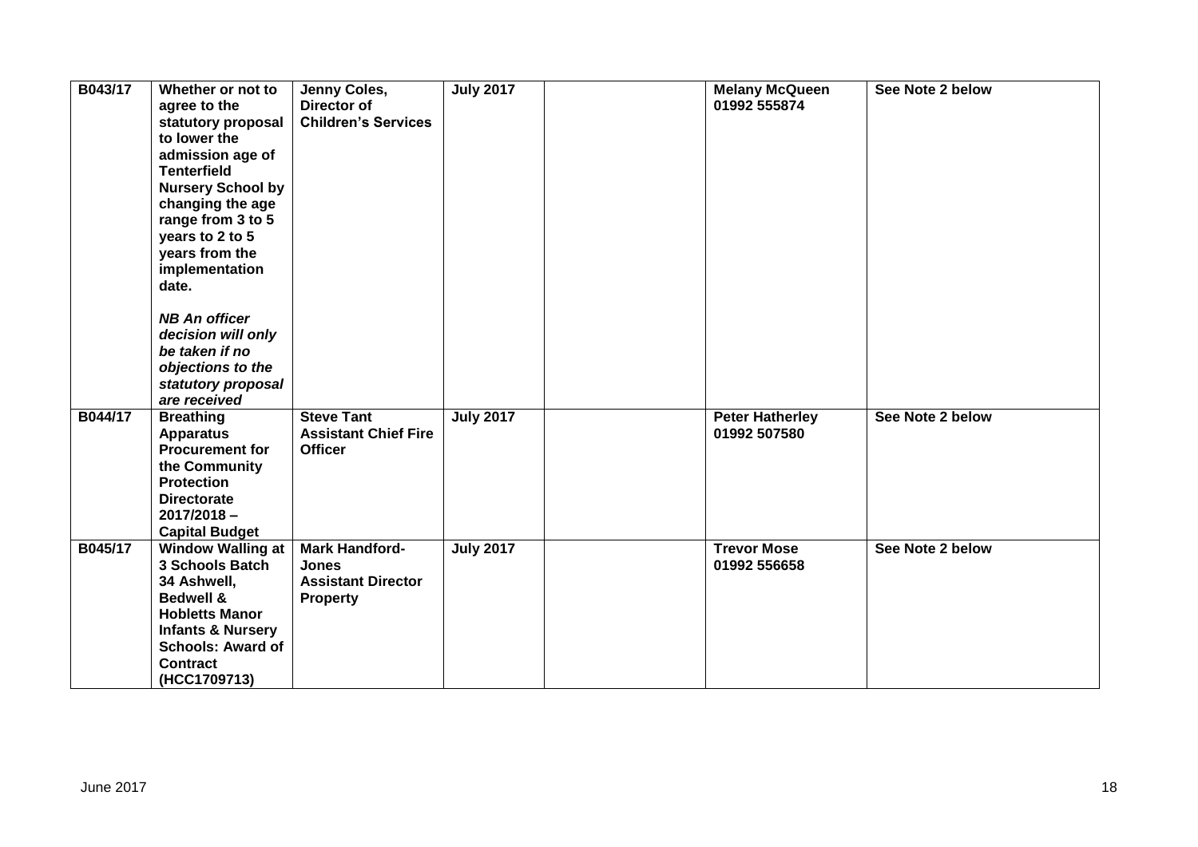| | | | | | | |
|---|---|---|---|---|---|---|
| **B043/17** | **Whether or not to agree to the statutory proposal to lower the admission age of Tenterfield Nursery School by changing the age range from 3 to 5 years to 2 to 5 years from the implementation date.**<br><br>***NB An officer decision will only be taken if no objections to the statutory proposal are received*** | **Jenny Coles, Director of Children's Services** | **July 2017** | | **Melany McQueen 01992 555874** | **See Note 2 below** |
| **B044/17** | **Breathing Apparatus Procurement for the Community Protection Directorate 2017/2018 – Capital Budget** | **Steve Tant Assistant Chief Fire Officer** | **July 2017** | | **Peter Hatherley 01992 507580** | **See Note 2 below** |
| **B045/17** | **Window Walling at 3 Schools Batch 34 Ashwell, Bedwell & Hobletts Manor Infants & Nursery Schools: Award of Contract (HCC1709713)** | **Mark Handford-Jones Assistant Director Property** | **July 2017** | | **Trevor Mose 01992 556658** | **See Note 2 below** |

June 2017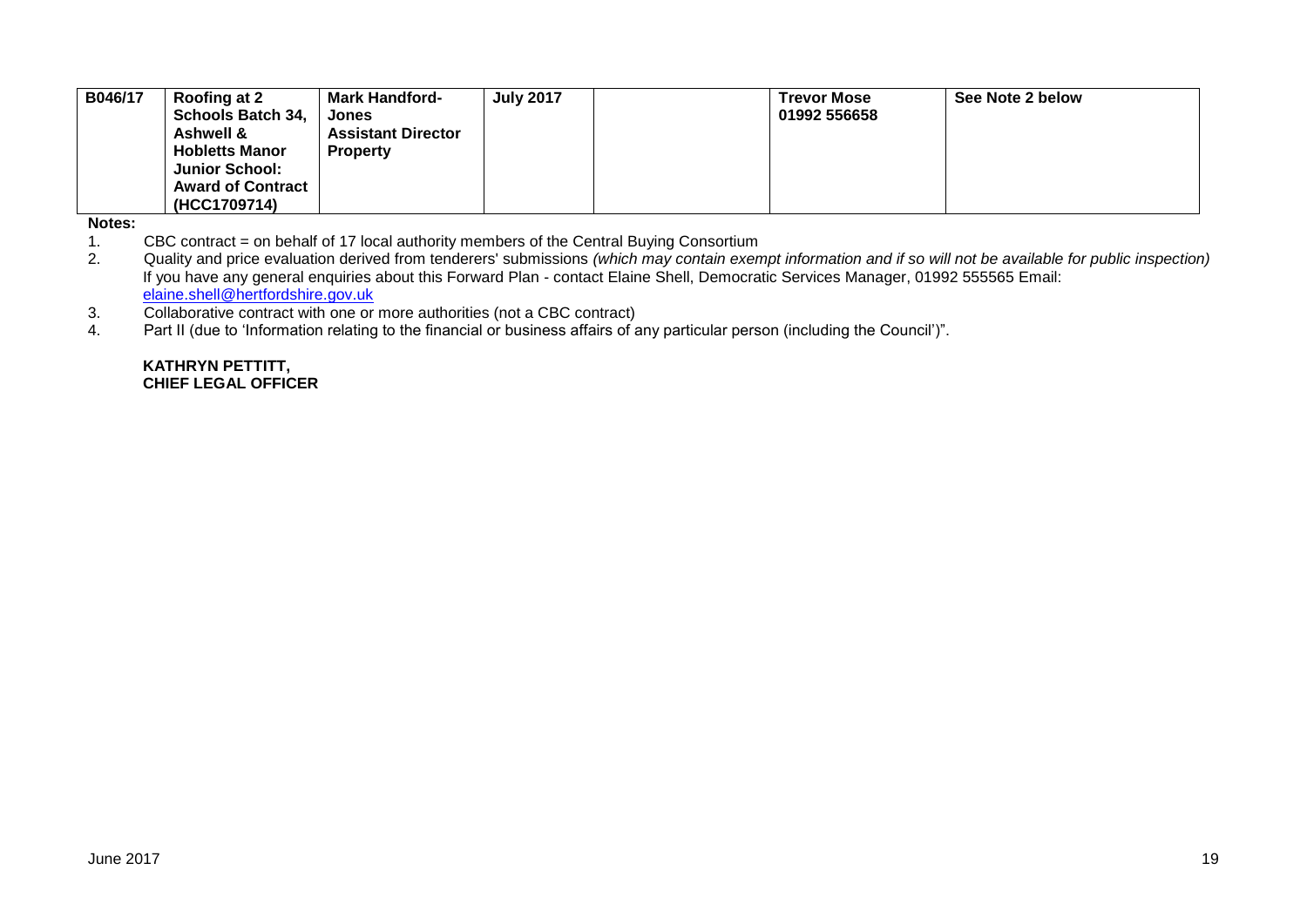| B046/17 | Roofing at 2 Schools Batch 34, Ashwell & Hobletts Manor Junior School: Award of Contract (HCC1709714) | Mark Handford-Jones Assistant Director Property | July 2017 | | Trevor Mose 01992 556658 | See Note 2 below |
|---|---|---|---|---|---|---|

**Notes:**

1. CBC contract = on behalf of 17 local authority members of the Central Buying Consortium
2. Quality and price evaluation derived from tenderers' submissions *(which may contain exempt information and if so will not be available for public inspection)*
   If you have any general enquiries about this Forward Plan - contact Elaine Shell, Democratic Services Manager, 01992 555565 Email: elaine.shell@hertfordshire.gov.uk
3. Collaborative contract with one or more authorities (not a CBC contract)
4. Part II (due to 'Information relating to the financial or business affairs of any particular person (including the Council')".

**KATHRYN PETTITT,**
**CHIEF LEGAL OFFICER**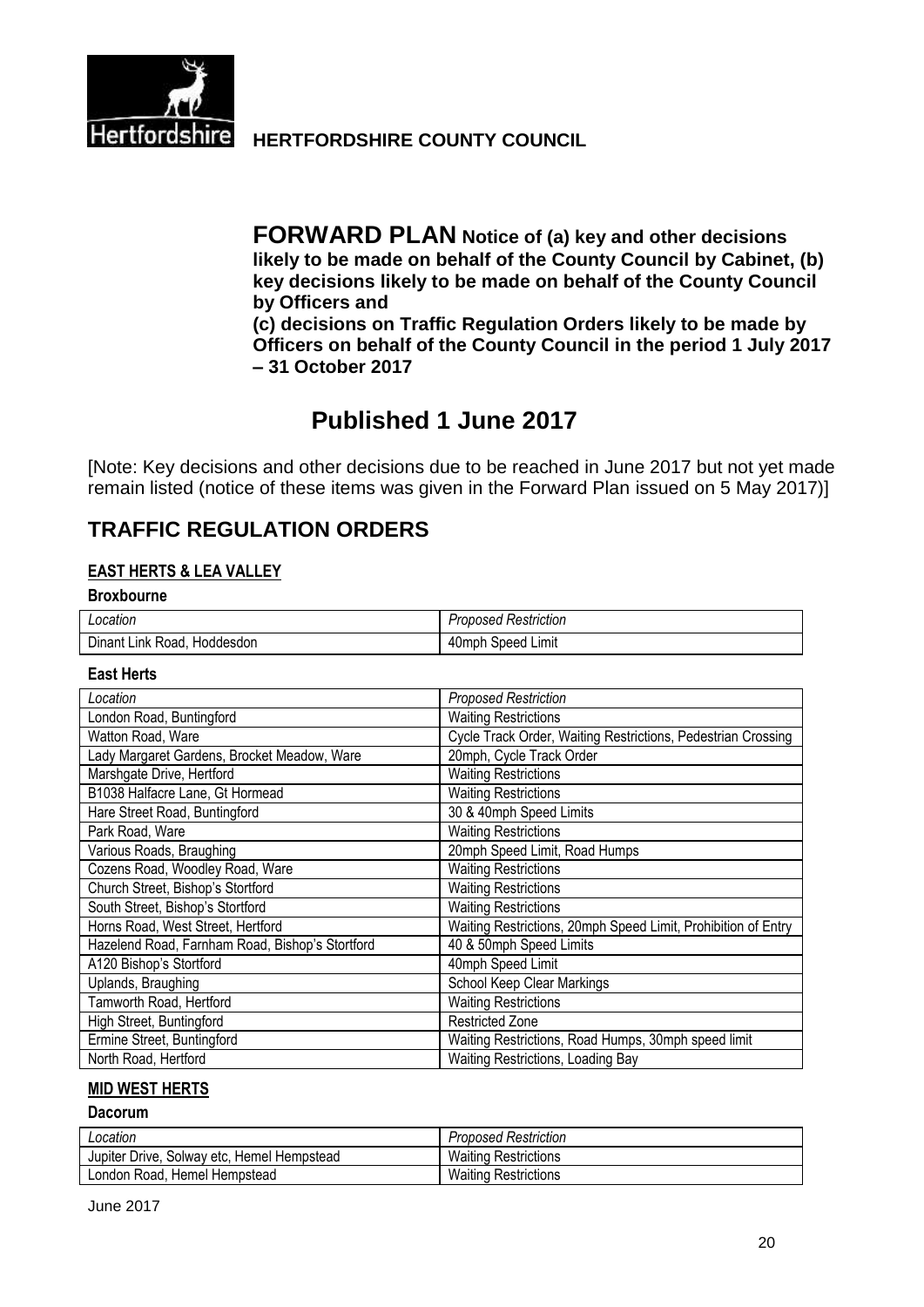**HERTFORDSHIRE COUNTY COUNCIL**

# FORWARD PLAN Notice of (a) key and other decisions likely to be made on behalf of the County Council by Cabinet, (b) key decisions likely to be made on behalf of the County Council by Officers and (c) decisions on Traffic Regulation Orders likely to be made by Officers on behalf of the County Council in the period 1 July 2017 – 31 October 2017

## Published 1 June 2017

[Note: Key decisions and other decisions due to be reached in June 2017 but not yet made remain listed (notice of these items was given in the Forward Plan issued on 5 May 2017)]

## TRAFFIC REGULATION ORDERS

### EAST HERTS & LEA VALLEY

**Broxbourne**

| *Location* | *Proposed Restriction* |
|---|---|
| Dinant Link Road, Hoddesdon | 40mph Speed Limit |

**East Herts**

| *Location* | *Proposed Restriction* |
|---|---|
| London Road, Buntingford | Waiting Restrictions |
| Watton Road, Ware | Cycle Track Order, Waiting Restrictions, Pedestrian Crossing |
| Lady Margaret Gardens, Brocket Meadow, Ware | 20mph, Cycle Track Order |
| Marshgate Drive, Hertford | Waiting Restrictions |
| B1038 Halfacre Lane, Gt Hormead | Waiting Restrictions |
| Hare Street Road, Buntingford | 30 & 40mph Speed Limits |
| Park Road, Ware | Waiting Restrictions |
| Various Roads, Braughing | 20mph Speed Limit, Road Humps |
| Cozens Road, Woodley Road, Ware | Waiting Restrictions |
| Church Street, Bishop's Stortford | Waiting Restrictions |
| South Street, Bishop's Stortford | Waiting Restrictions |
| Horns Road, West Street, Hertford | Waiting Restrictions, 20mph Speed Limit, Prohibition of Entry |
| Hazelend Road, Farnham Road, Bishop's Stortford | 40 & 50mph Speed Limits |
| A120 Bishop's Stortford | 40mph Speed Limit |
| Uplands, Braughing | School Keep Clear Markings |
| Tamworth Road, Hertford | Waiting Restrictions |
| High Street, Buntingford | Restricted Zone |
| Ermine Street, Buntingford | Waiting Restrictions, Road Humps, 30mph speed limit |
| North Road, Hertford | Waiting Restrictions, Loading Bay |

### MID WEST HERTS

**Dacorum**

| *Location* | *Proposed Restriction* |
|---|---|
| Jupiter Drive, Solway etc, Hemel Hempstead | Waiting Restrictions |
| London Road, Hemel Hempstead | Waiting Restrictions |

June 2017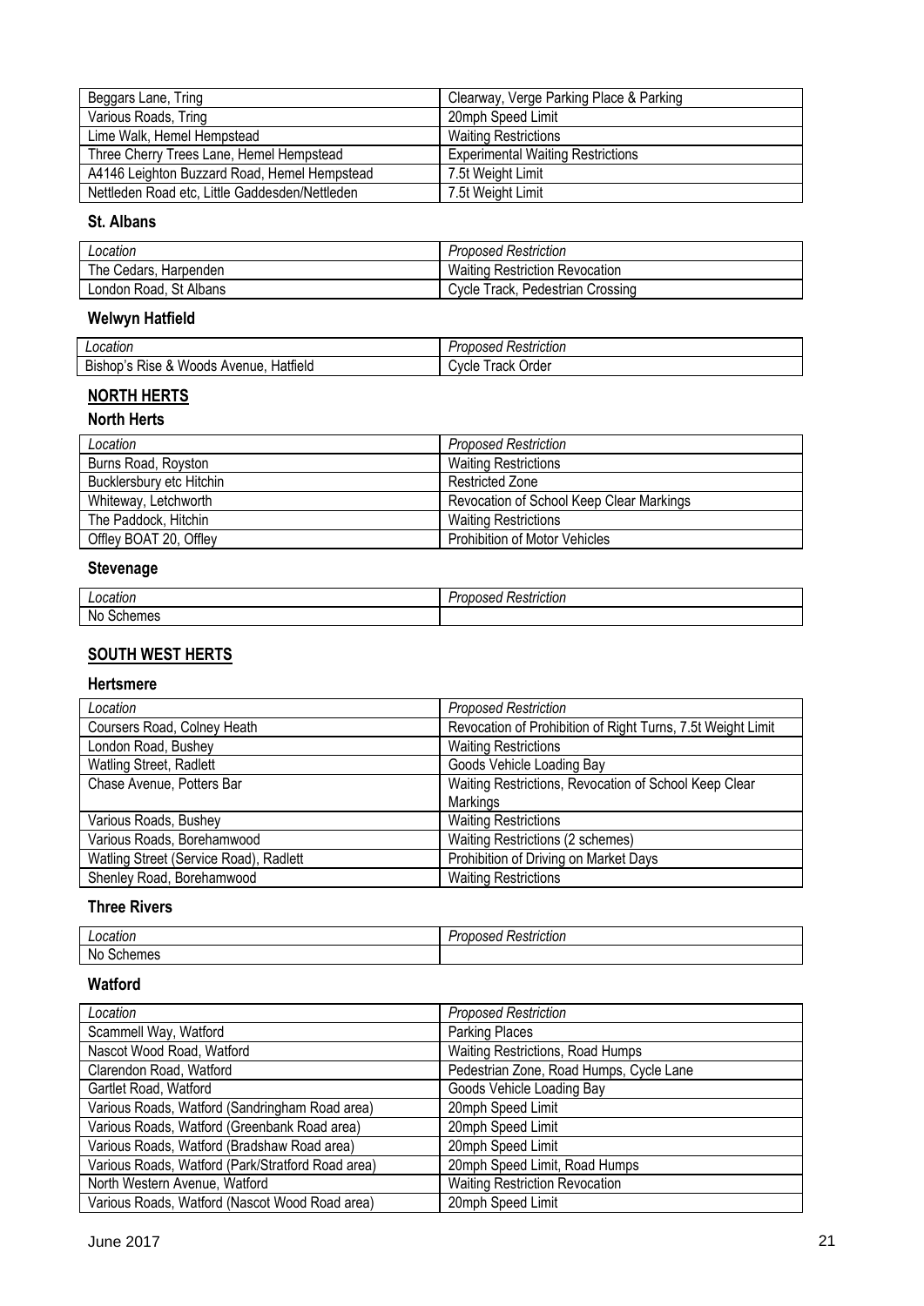| | |
|---|---|
| Beggars Lane, Tring | Clearway, Verge Parking Place & Parking |
| Various Roads, Tring | 20mph Speed Limit |
| Lime Walk, Hemel Hempstead | Waiting Restrictions |
| Three Cherry Trees Lane, Hemel Hempstead | Experimental Waiting Restrictions |
| A4146 Leighton Buzzard Road, Hemel Hempstead | 7.5t Weight Limit |
| Nettleden Road etc, Little Gaddesden/Nettleden | 7.5t Weight Limit |

### St. Albans

| *Location* | *Proposed Restriction* |
|---|---|
| The Cedars, Harpenden | Waiting Restriction Revocation |
| London Road, St Albans | Cycle Track, Pedestrian Crossing |

### Welwyn Hatfield

| *Location* | *Proposed Restriction* |
|---|---|
| Bishop's Rise & Woods Avenue, Hatfield | Cycle Track Order |

## NORTH HERTS

### North Herts

| *Location* | *Proposed Restriction* |
|---|---|
| Burns Road, Royston | Waiting Restrictions |
| Bucklersbury etc Hitchin | Restricted Zone |
| Whiteway, Letchworth | Revocation of School Keep Clear Markings |
| The Paddock, Hitchin | Waiting Restrictions |
| Offley BOAT 20, Offley | Prohibition of Motor Vehicles |

### Stevenage

| *Location* | *Proposed Restriction* |
|---|---|
| No Schemes | |

## SOUTH WEST HERTS

### Hertsmere

| *Location* | *Proposed Restriction* |
|---|---|
| Coursers Road, Colney Heath | Revocation of Prohibition of Right Turns, 7.5t Weight Limit |
| London Road, Bushey | Waiting Restrictions |
| Watling Street, Radlett | Goods Vehicle Loading Bay |
| Chase Avenue, Potters Bar | Waiting Restrictions, Revocation of School Keep Clear Markings |
| Various Roads, Bushey | Waiting Restrictions |
| Various Roads, Borehamwood | Waiting Restrictions (2 schemes) |
| Watling Street (Service Road), Radlett | Prohibition of Driving on Market Days |
| Shenley Road, Borehamwood | Waiting Restrictions |

### Three Rivers

| *Location* | *Proposed Restriction* |
|---|---|
| No Schemes | |

### Watford

| *Location* | *Proposed Restriction* |
|---|---|
| Scammell Way, Watford | Parking Places |
| Nascot Wood Road, Watford | Waiting Restrictions, Road Humps |
| Clarendon Road, Watford | Pedestrian Zone, Road Humps, Cycle Lane |
| Gartlet Road, Watford | Goods Vehicle Loading Bay |
| Various Roads, Watford (Sandringham Road area) | 20mph Speed Limit |
| Various Roads, Watford (Greenbank Road area) | 20mph Speed Limit |
| Various Roads, Watford (Bradshaw Road area) | 20mph Speed Limit |
| Various Roads, Watford (Park/Stratford Road area) | 20mph Speed Limit, Road Humps |
| North Western Avenue, Watford | Waiting Restriction Revocation |
| Various Roads, Watford (Nascot Wood Road area) | 20mph Speed Limit |